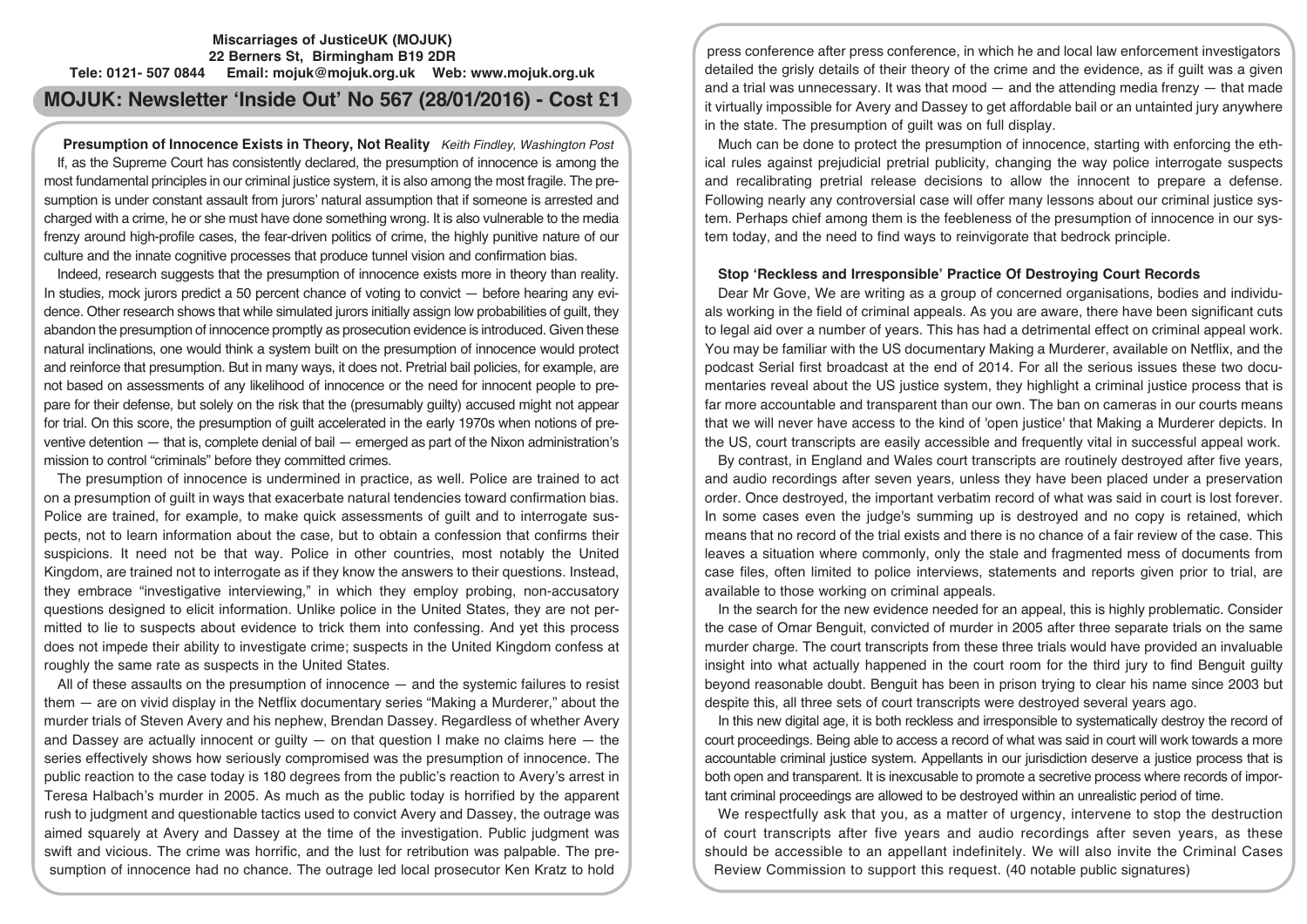**Miscarriages of JusticeUK (MOJUK)**
**22 Berners St, Birmingham B19 2DR**
**Tele: 0121- 507 0844 Email: mojuk@mojuk.org.uk Web: www.mojuk.org.uk**

# MOJUK: Newsletter 'Inside Out' No 567 (28/01/2016) - Cost £1

### Presumption of Innocence Exists in Theory, Not Reality

*Keith Findley, Washington Post*

If, as the Supreme Court has consistently declared, the presumption of innocence is among the most fundamental principles in our criminal justice system, it is also among the most fragile. The presumption is under constant assault from jurors' natural assumption that if someone is arrested and charged with a crime, he or she must have done something wrong. It is also vulnerable to the media frenzy around high-profile cases, the fear-driven politics of crime, the highly punitive nature of our culture and the innate cognitive processes that produce tunnel vision and confirmation bias.

Indeed, research suggests that the presumption of innocence exists more in theory than reality. In studies, mock jurors predict a 50 percent chance of voting to convict — before hearing any evidence. Other research shows that while simulated jurors initially assign low probabilities of guilt, they abandon the presumption of innocence promptly as prosecution evidence is introduced. Given these natural inclinations, one would think a system built on the presumption of innocence would protect and reinforce that presumption. But in many ways, it does not. Pretrial bail policies, for example, are not based on assessments of any likelihood of innocence or the need for innocent people to prepare for their defense, but solely on the risk that the (presumably guilty) accused might not appear for trial. On this score, the presumption of guilt accelerated in the early 1970s when notions of preventive detention — that is, complete denial of bail — emerged as part of the Nixon administration's mission to control "criminals" before they committed crimes.

The presumption of innocence is undermined in practice, as well. Police are trained to act on a presumption of guilt in ways that exacerbate natural tendencies toward confirmation bias. Police are trained, for example, to make quick assessments of guilt and to interrogate suspects, not to learn information about the case, but to obtain a confession that confirms their suspicions. It need not be that way. Police in other countries, most notably the United Kingdom, are trained not to interrogate as if they know the answers to their questions. Instead, they embrace "investigative interviewing," in which they employ probing, non-accusatory questions designed to elicit information. Unlike police in the United States, they are not permitted to lie to suspects about evidence to trick them into confessing. And yet this process does not impede their ability to investigate crime; suspects in the United Kingdom confess at roughly the same rate as suspects in the United States.

All of these assaults on the presumption of innocence — and the systemic failures to resist them — are on vivid display in the Netflix documentary series "Making a Murderer," about the murder trials of Steven Avery and his nephew, Brendan Dassey. Regardless of whether Avery and Dassey are actually innocent or guilty — on that question I make no claims here — the series effectively shows how seriously compromised was the presumption of innocence. The public reaction to the case today is 180 degrees from the public's reaction to Avery's arrest in Teresa Halbach's murder in 2005. As much as the public today is horrified by the apparent rush to judgment and questionable tactics used to convict Avery and Dassey, the outrage was aimed squarely at Avery and Dassey at the time of the investigation. Public judgment was swift and vicious. The crime was horrific, and the lust for retribution was palpable. The presumption of innocence had no chance. The outrage led local prosecutor Ken Kratz to hold press conference after press conference, in which he and local law enforcement investigators detailed the grisly details of their theory of the crime and the evidence, as if guilt was a given and a trial was unnecessary. It was that mood — and the attending media frenzy — that made it virtually impossible for Avery and Dassey to get affordable bail or an untainted jury anywhere in the state. The presumption of guilt was on full display.

Much can be done to protect the presumption of innocence, starting with enforcing the ethical rules against prejudicial pretrial publicity, changing the way police interrogate suspects and recalibrating pretrial release decisions to allow the innocent to prepare a defense. Following nearly any controversial case will offer many lessons about our criminal justice system. Perhaps chief among them is the feebleness of the presumption of innocence in our system today, and the need to find ways to reinvigorate that bedrock principle.

### Stop 'Reckless and Irresponsible' Practice Of Destroying Court Records

Dear Mr Gove, We are writing as a group of concerned organisations, bodies and individuals working in the field of criminal appeals. As you are aware, there have been significant cuts to legal aid over a number of years. This has had a detrimental effect on criminal appeal work. You may be familiar with the US documentary Making a Murderer, available on Netflix, and the podcast Serial first broadcast at the end of 2014. For all the serious issues these two documentaries reveal about the US justice system, they highlight a criminal justice process that is far more accountable and transparent than our own. The ban on cameras in our courts means that we will never have access to the kind of 'open justice' that Making a Murderer depicts. In the US, court transcripts are easily accessible and frequently vital in successful appeal work.

By contrast, in England and Wales court transcripts are routinely destroyed after five years, and audio recordings after seven years, unless they have been placed under a preservation order. Once destroyed, the important verbatim record of what was said in court is lost forever. In some cases even the judge's summing up is destroyed and no copy is retained, which means that no record of the trial exists and there is no chance of a fair review of the case. This leaves a situation where commonly, only the stale and fragmented mess of documents from case files, often limited to police interviews, statements and reports given prior to trial, are available to those working on criminal appeals.

In the search for the new evidence needed for an appeal, this is highly problematic. Consider the case of Omar Benguit, convicted of murder in 2005 after three separate trials on the same murder charge. The court transcripts from these three trials would have provided an invaluable insight into what actually happened in the court room for the third jury to find Benguit guilty beyond reasonable doubt. Benguit has been in prison trying to clear his name since 2003 but despite this, all three sets of court transcripts were destroyed several years ago.

In this new digital age, it is both reckless and irresponsible to systematically destroy the record of court proceedings. Being able to access a record of what was said in court will work towards a more accountable criminal justice system. Appellants in our jurisdiction deserve a justice process that is both open and transparent. It is inexcusable to promote a secretive process where records of important criminal proceedings are allowed to be destroyed within an unrealistic period of time.

We respectfully ask that you, as a matter of urgency, intervene to stop the destruction of court transcripts after five years and audio recordings after seven years, as these should be accessible to an appellant indefinitely. We will also invite the Criminal Cases Review Commission to support this request. (40 notable public signatures)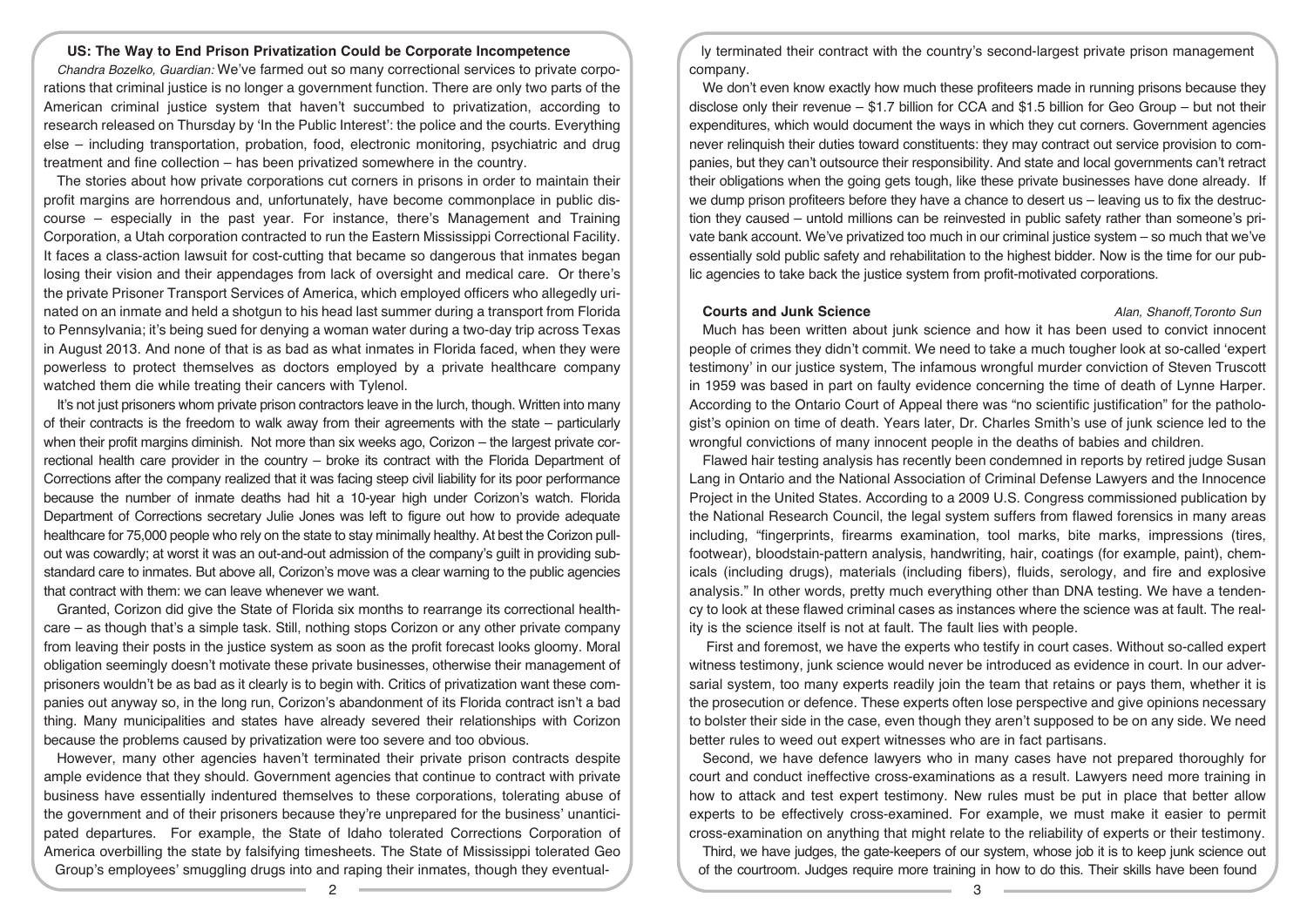## US: The Way to End Prison Privatization Could be Corporate Incompetence

*Chandra Bozelko, Guardian:* We've farmed out so many correctional services to private corporations that criminal justice is no longer a government function. There are only two parts of the American criminal justice system that haven't succumbed to privatization, according to research released on Thursday by 'In the Public Interest': the police and the courts. Everything else – including transportation, probation, food, electronic monitoring, psychiatric and drug treatment and fine collection – has been privatized somewhere in the country.

The stories about how private corporations cut corners in prisons in order to maintain their profit margins are horrendous and, unfortunately, have become commonplace in public discourse – especially in the past year. For instance, there's Management and Training Corporation, a Utah corporation contracted to run the Eastern Mississippi Correctional Facility. It faces a class-action lawsuit for cost-cutting that became so dangerous that inmates began losing their vision and their appendages from lack of oversight and medical care. Or there's the private Prisoner Transport Services of America, which employed officers who allegedly urinated on an inmate and held a shotgun to his head last summer during a transport from Florida to Pennsylvania; it's being sued for denying a woman water during a two-day trip across Texas in August 2013. And none of that is as bad as what inmates in Florida faced, when they were powerless to protect themselves as doctors employed by a private healthcare company watched them die while treating their cancers with Tylenol.

It's not just prisoners whom private prison contractors leave in the lurch, though. Written into many of their contracts is the freedom to walk away from their agreements with the state – particularly when their profit margins diminish. Not more than six weeks ago, Corizon – the largest private correctional health care provider in the country – broke its contract with the Florida Department of Corrections after the company realized that it was facing steep civil liability for its poor performance because the number of inmate deaths had hit a 10-year high under Corizon's watch. Florida Department of Corrections secretary Julie Jones was left to figure out how to provide adequate healthcare for 75,000 people who rely on the state to stay minimally healthy. At best the Corizon pullout was cowardly; at worst it was an out-and-out admission of the company's guilt in providing substandard care to inmates. But above all, Corizon's move was a clear warning to the public agencies that contract with them: we can leave whenever we want.

Granted, Corizon did give the State of Florida six months to rearrange its correctional healthcare – as though that's a simple task. Still, nothing stops Corizon or any other private company from leaving their posts in the justice system as soon as the profit forecast looks gloomy. Moral obligation seemingly doesn't motivate these private businesses, otherwise their management of prisoners wouldn't be as bad as it clearly is to begin with. Critics of privatization want these companies out anyway so, in the long run, Corizon's abandonment of its Florida contract isn't a bad thing. Many municipalities and states have already severed their relationships with Corizon because the problems caused by privatization were too severe and too obvious.

However, many other agencies haven't terminated their private prison contracts despite ample evidence that they should. Government agencies that continue to contract with private business have essentially indentured themselves to these corporations, tolerating abuse of the government and of their prisoners because they're unprepared for the business' unanticipated departures. For example, the State of Idaho tolerated Corrections Corporation of America overbilling the state by falsifying timesheets. The State of Mississippi tolerated Geo Group's employees' smuggling drugs into and raping their inmates, though they eventually terminated their contract with the country's second-largest private prison management company.

We don't even know exactly how much these profiteers made in running prisons because they disclose only their revenue – $1.7 billion for CCA and $1.5 billion for Geo Group – but not their expenditures, which would document the ways in which they cut corners. Government agencies never relinquish their duties toward constituents: they may contract out service provision to companies, but they can't outsource their responsibility. And state and local governments can't retract their obligations when the going gets tough, like these private businesses have done already. If we dump prison profiteers before they have a chance to desert us – leaving us to fix the destruction they caused – untold millions can be reinvested in public safety rather than someone's private bank account. We've privatized too much in our criminal justice system – so much that we've essentially sold public safety and rehabilitation to the highest bidder. Now is the time for our public agencies to take back the justice system from profit-motivated corporations.

## Courts and Junk Science

*Alan, Shanoff,Toronto Sun*

Much has been written about junk science and how it has been used to convict innocent people of crimes they didn't commit. We need to take a much tougher look at so-called 'expert testimony' in our justice system, The infamous wrongful murder conviction of Steven Truscott in 1959 was based in part on faulty evidence concerning the time of death of Lynne Harper. According to the Ontario Court of Appeal there was "no scientific justification" for the pathologist's opinion on time of death. Years later, Dr. Charles Smith's use of junk science led to the wrongful convictions of many innocent people in the deaths of babies and children.

Flawed hair testing analysis has recently been condemned in reports by retired judge Susan Lang in Ontario and the National Association of Criminal Defense Lawyers and the Innocence Project in the United States. According to a 2009 U.S. Congress commissioned publication by the National Research Council, the legal system suffers from flawed forensics in many areas including, "fingerprints, firearms examination, tool marks, bite marks, impressions (tires, footwear), bloodstain-pattern analysis, handwriting, hair, coatings (for example, paint), chemicals (including drugs), materials (including fibers), fluids, serology, and fire and explosive analysis." In other words, pretty much everything other than DNA testing. We have a tendency to look at these flawed criminal cases as instances where the science was at fault. The reality is the science itself is not at fault. The fault lies with people.

First and foremost, we have the experts who testify in court cases. Without so-called expert witness testimony, junk science would never be introduced as evidence in court. In our adversarial system, too many experts readily join the team that retains or pays them, whether it is the prosecution or defence. These experts often lose perspective and give opinions necessary to bolster their side in the case, even though they aren't supposed to be on any side. We need better rules to weed out expert witnesses who are in fact partisans.

Second, we have defence lawyers who in many cases have not prepared thoroughly for court and conduct ineffective cross-examinations as a result. Lawyers need more training in how to attack and test expert testimony. New rules must be put in place that better allow experts to be effectively cross-examined. For example, we must make it easier to permit cross-examination on anything that might relate to the reliability of experts or their testimony.

Third, we have judges, the gate-keepers of our system, whose job it is to keep junk science out of the courtroom. Judges require more training in how to do this. Their skills have been found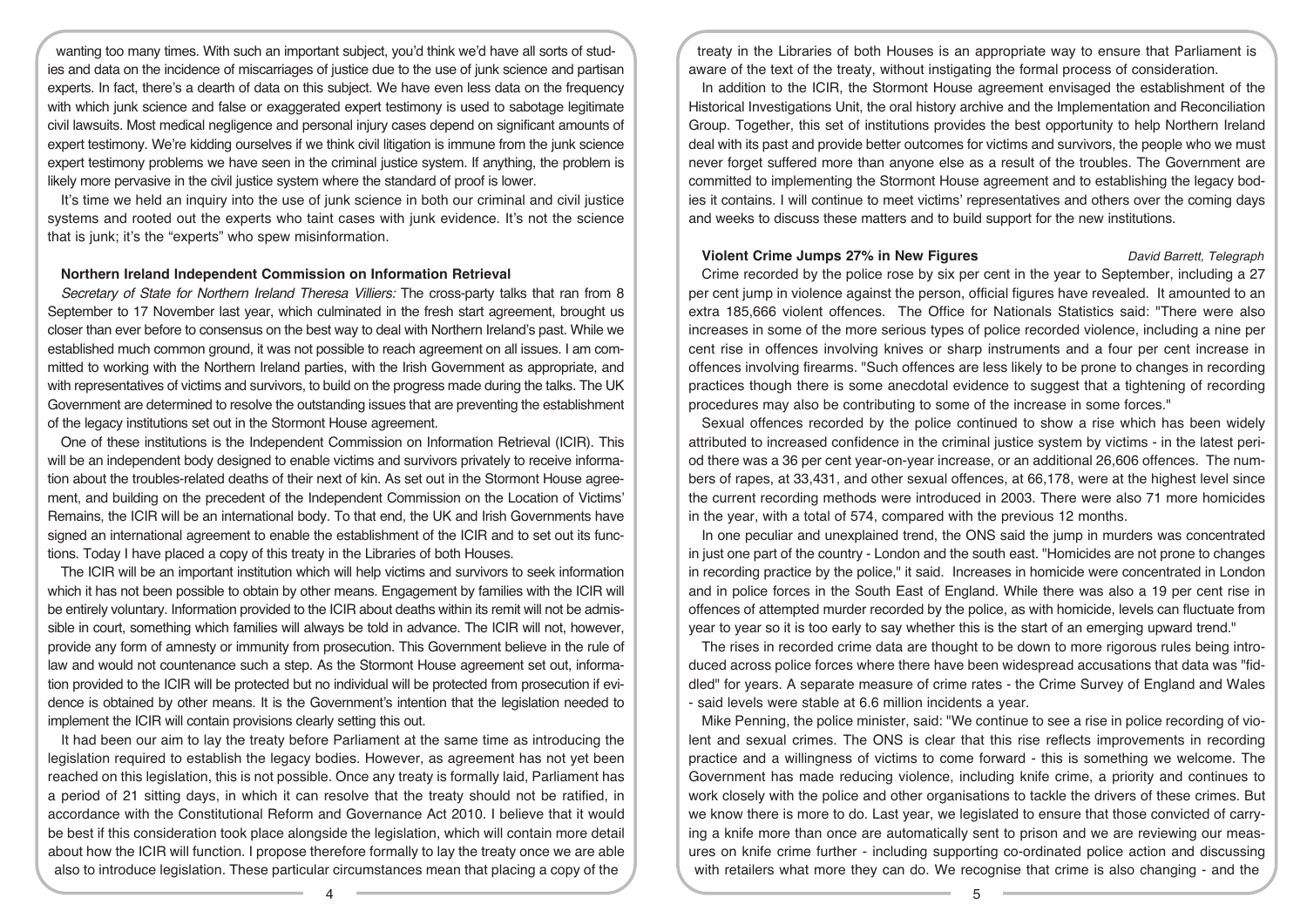wanting too many times. With such an important subject, you'd think we'd have all sorts of studies and data on the incidence of miscarriages of justice due to the use of junk science and partisan experts. In fact, there's a dearth of data on this subject. We have even less data on the frequency with which junk science and false or exaggerated expert testimony is used to sabotage legitimate civil lawsuits. Most medical negligence and personal injury cases depend on significant amounts of expert testimony. We're kidding ourselves if we think civil litigation is immune from the junk science expert testimony problems we have seen in the criminal justice system. If anything, the problem is likely more pervasive in the civil justice system where the standard of proof is lower.

It's time we held an inquiry into the use of junk science in both our criminal and civil justice systems and rooted out the experts who taint cases with junk evidence. It's not the science that is junk; it's the "experts" who spew misinformation.

### Northern Ireland Independent Commission on Information Retrieval

*Secretary of State for Northern Ireland Theresa Villiers:* The cross-party talks that ran from 8 September to 17 November last year, which culminated in the fresh start agreement, brought us closer than ever before to consensus on the best way to deal with Northern Ireland's past. While we established much common ground, it was not possible to reach agreement on all issues. I am committed to working with the Northern Ireland parties, with the Irish Government as appropriate, and with representatives of victims and survivors, to build on the progress made during the talks. The UK Government are determined to resolve the outstanding issues that are preventing the establishment of the legacy institutions set out in the Stormont House agreement.

One of these institutions is the Independent Commission on Information Retrieval (ICIR). This will be an independent body designed to enable victims and survivors privately to receive information about the troubles-related deaths of their next of kin. As set out in the Stormont House agreement, and building on the precedent of the Independent Commission on the Location of Victims' Remains, the ICIR will be an international body. To that end, the UK and Irish Governments have signed an international agreement to enable the establishment of the ICIR and to set out its functions. Today I have placed a copy of this treaty in the Libraries of both Houses.

The ICIR will be an important institution which will help victims and survivors to seek information which it has not been possible to obtain by other means. Engagement by families with the ICIR will be entirely voluntary. Information provided to the ICIR about deaths within its remit will not be admissible in court, something which families will always be told in advance. The ICIR will not, however, provide any form of amnesty or immunity from prosecution. This Government believe in the rule of law and would not countenance such a step. As the Stormont House agreement set out, information provided to the ICIR will be protected but no individual will be protected from prosecution if evidence is obtained by other means. It is the Government's intention that the legislation needed to implement the ICIR will contain provisions clearly setting this out.

It had been our aim to lay the treaty before Parliament at the same time as introducing the legislation required to establish the legacy bodies. However, as agreement has not yet been reached on this legislation, this is not possible. Once any treaty is formally laid, Parliament has a period of 21 sitting days, in which it can resolve that the treaty should not be ratified, in accordance with the Constitutional Reform and Governance Act 2010. I believe that it would be best if this consideration took place alongside the legislation, which will contain more detail about how the ICIR will function. I propose therefore formally to lay the treaty once we are able also to introduce legislation. These particular circumstances mean that placing a copy of the treaty in the Libraries of both Houses is an appropriate way to ensure that Parliament is aware of the text of the treaty, without instigating the formal process of consideration.

In addition to the ICIR, the Stormont House agreement envisaged the establishment of the Historical Investigations Unit, the oral history archive and the Implementation and Reconciliation Group. Together, this set of institutions provides the best opportunity to help Northern Ireland deal with its past and provide better outcomes for victims and survivors, the people who we must never forget suffered more than anyone else as a result of the troubles. The Government are committed to implementing the Stormont House agreement and to establishing the legacy bodies it contains. I will continue to meet victims' representatives and others over the coming days and weeks to discuss these matters and to build support for the new institutions.

### Violent Crime Jumps 27% in New Figures

*David Barrett, Telegraph*

Crime recorded by the police rose by six per cent in the year to September, including a 27 per cent jump in violence against the person, official figures have revealed. It amounted to an extra 185,666 violent offences. The Office for Nationals Statistics said: "There were also increases in some of the more serious types of police recorded violence, including a nine per cent rise in offences involving knives or sharp instruments and a four per cent increase in offences involving firearms. "Such offences are less likely to be prone to changes in recording practices though there is some anecdotal evidence to suggest that a tightening of recording procedures may also be contributing to some of the increase in some forces."

Sexual offences recorded by the police continued to show a rise which has been widely attributed to increased confidence in the criminal justice system by victims - in the latest period there was a 36 per cent year-on-year increase, or an additional 26,606 offences. The numbers of rapes, at 33,431, and other sexual offences, at 66,178, were at the highest level since the current recording methods were introduced in 2003. There were also 71 more homicides in the year, with a total of 574, compared with the previous 12 months.

In one peculiar and unexplained trend, the ONS said the jump in murders was concentrated in just one part of the country - London and the south east. "Homicides are not prone to changes in recording practice by the police," it said. Increases in homicide were concentrated in London and in police forces in the South East of England. While there was also a 19 per cent rise in offences of attempted murder recorded by the police, as with homicide, levels can fluctuate from year to year so it is too early to say whether this is the start of an emerging upward trend."

The rises in recorded crime data are thought to be down to more rigorous rules being introduced across police forces where there have been widespread accusations that data was "fiddled" for years. A separate measure of crime rates - the Crime Survey of England and Wales - said levels were stable at 6.6 million incidents a year.

Mike Penning, the police minister, said: "We continue to see a rise in police recording of violent and sexual crimes. The ONS is clear that this rise reflects improvements in recording practice and a willingness of victims to come forward - this is something we welcome. The Government has made reducing violence, including knife crime, a priority and continues to work closely with the police and other organisations to tackle the drivers of these crimes. But we know there is more to do. Last year, we legislated to ensure that those convicted of carrying a knife more than once are automatically sent to prison and we are reviewing our measures on knife crime further - including supporting co-ordinated police action and discussing with retailers what more they can do. We recognise that crime is also changing - and the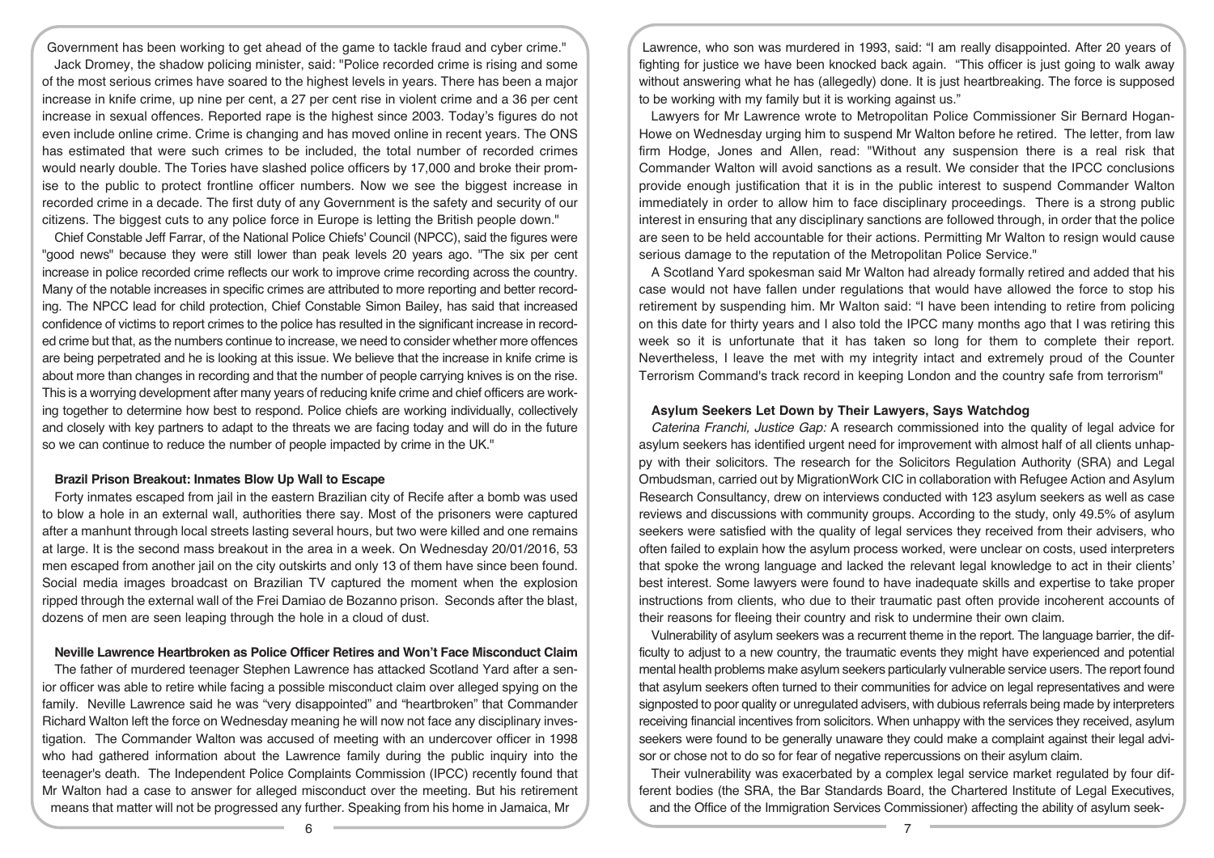Government has been working to get ahead of the game to tackle fraud and cyber crime."

Jack Dromey, the shadow policing minister, said: "Police recorded crime is rising and some of the most serious crimes have soared to the highest levels in years. There has been a major increase in knife crime, up nine per cent, a 27 per cent rise in violent crime and a 36 per cent increase in sexual offences. Reported rape is the highest since 2003. Today's figures do not even include online crime. Crime is changing and has moved online in recent years. The ONS has estimated that were such crimes to be included, the total number of recorded crimes would nearly double. The Tories have slashed police officers by 17,000 and broke their promise to the public to protect frontline officer numbers. Now we see the biggest increase in recorded crime in a decade. The first duty of any Government is the safety and security of our citizens. The biggest cuts to any police force in Europe is letting the British people down."

Chief Constable Jeff Farrar, of the National Police Chiefs' Council (NPCC), said the figures were "good news" because they were still lower than peak levels 20 years ago. "The six per cent increase in police recorded crime reflects our work to improve crime recording across the country. Many of the notable increases in specific crimes are attributed to more reporting and better recording. The NPCC lead for child protection, Chief Constable Simon Bailey, has said that increased confidence of victims to report crimes to the police has resulted in the significant increase in recorded crime but that, as the numbers continue to increase, we need to consider whether more offences are being perpetrated and he is looking at this issue. We believe that the increase in knife crime is about more than changes in recording and that the number of people carrying knives is on the rise. This is a worrying development after many years of reducing knife crime and chief officers are working together to determine how best to respond. Police chiefs are working individually, collectively and closely with key partners to adapt to the threats we are facing today and will do in the future so we can continue to reduce the number of people impacted by crime in the UK."

**Brazil Prison Breakout: Inmates Blow Up Wall to Escape**

Forty inmates escaped from jail in the eastern Brazilian city of Recife after a bomb was used to blow a hole in an external wall, authorities there say. Most of the prisoners were captured after a manhunt through local streets lasting several hours, but two were killed and one remains at large. It is the second mass breakout in the area in a week. On Wednesday 20/01/2016, 53 men escaped from another jail on the city outskirts and only 13 of them have since been found. Social media images broadcast on Brazilian TV captured the moment when the explosion ripped through the external wall of the Frei Damiao de Bozanno prison. Seconds after the blast, dozens of men are seen leaping through the hole in a cloud of dust.

**Neville Lawrence Heartbroken as Police Officer Retires and Won't Face Misconduct Claim**

The father of murdered teenager Stephen Lawrence has attacked Scotland Yard after a senior officer was able to retire while facing a possible misconduct claim over alleged spying on the family. Neville Lawrence said he was "very disappointed" and "heartbroken" that Commander Richard Walton left the force on Wednesday meaning he will now not face any disciplinary investigation. The Commander Walton was accused of meeting with an undercover officer in 1998 who had gathered information about the Lawrence family during the public inquiry into the teenager's death. The Independent Police Complaints Commission (IPCC) recently found that Mr Walton had a case to answer for alleged misconduct over the meeting. But his retirement means that matter will not be progressed any further. Speaking from his home in Jamaica, Mr Lawrence, who son was murdered in 1993, said: "I am really disappointed. After 20 years of fighting for justice we have been knocked back again. "This officer is just going to walk away without answering what he has (allegedly) done. It is just heartbreaking. The force is supposed to be working with my family but it is working against us."

Lawyers for Mr Lawrence wrote to Metropolitan Police Commissioner Sir Bernard Hogan-Howe on Wednesday urging him to suspend Mr Walton before he retired. The letter, from law firm Hodge, Jones and Allen, read: "Without any suspension there is a real risk that Commander Walton will avoid sanctions as a result. We consider that the IPCC conclusions provide enough justification that it is in the public interest to suspend Commander Walton immediately in order to allow him to face disciplinary proceedings. There is a strong public interest in ensuring that any disciplinary sanctions are followed through, in order that the police are seen to be held accountable for their actions. Permitting Mr Walton to resign would cause serious damage to the reputation of the Metropolitan Police Service."

A Scotland Yard spokesman said Mr Walton had already formally retired and added that his case would not have fallen under regulations that would have allowed the force to stop his retirement by suspending him. Mr Walton said: "I have been intending to retire from policing on this date for thirty years and I also told the IPCC many months ago that I was retiring this week so it is unfortunate that it has taken so long for them to complete their report. Nevertheless, I leave the met with my integrity intact and extremely proud of the Counter Terrorism Command's track record in keeping London and the country safe from terrorism"

**Asylum Seekers Let Down by Their Lawyers, Says Watchdog**

*Caterina Franchi, Justice Gap:* A research commissioned into the quality of legal advice for asylum seekers has identified urgent need for improvement with almost half of all clients unhappy with their solicitors. The research for the Solicitors Regulation Authority (SRA) and Legal Ombudsman, carried out by MigrationWork CIC in collaboration with Refugee Action and Asylum Research Consultancy, drew on interviews conducted with 123 asylum seekers as well as case reviews and discussions with community groups. According to the study, only 49.5% of asylum seekers were satisfied with the quality of legal services they received from their advisers, who often failed to explain how the asylum process worked, were unclear on costs, used interpreters that spoke the wrong language and lacked the relevant legal knowledge to act in their clients' best interest. Some lawyers were found to have inadequate skills and expertise to take proper instructions from clients, who due to their traumatic past often provide incoherent accounts of their reasons for fleeing their country and risk to undermine their own claim.

Vulnerability of asylum seekers was a recurrent theme in the report. The language barrier, the difficulty to adjust to a new country, the traumatic events they might have experienced and potential mental health problems make asylum seekers particularly vulnerable service users. The report found that asylum seekers often turned to their communities for advice on legal representatives and were signposted to poor quality or unregulated advisers, with dubious referrals being made by interpreters receiving financial incentives from solicitors. When unhappy with the services they received, asylum seekers were found to be generally unaware they could make a complaint against their legal advisor or chose not to do so for fear of negative repercussions on their asylum claim.

Their vulnerability was exacerbated by a complex legal service market regulated by four different bodies (the SRA, the Bar Standards Board, the Chartered Institute of Legal Executives, and the Office of the Immigration Services Commissioner) affecting the ability of asylum seek-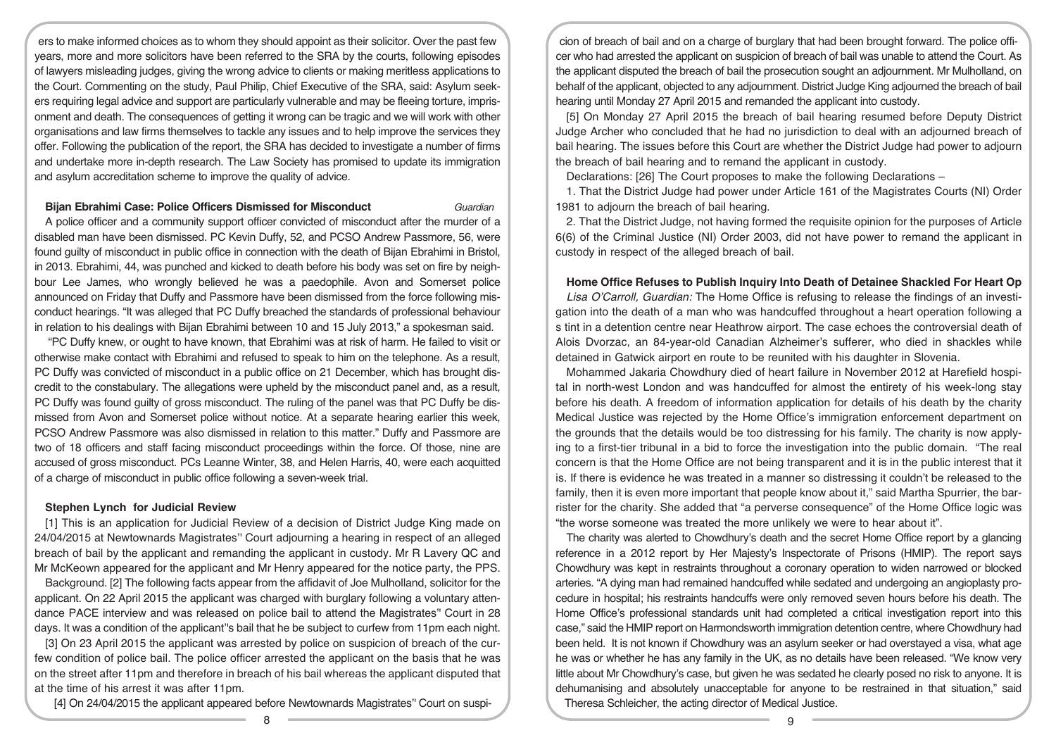ers to make informed choices as to whom they should appoint as their solicitor. Over the past few years, more and more solicitors have been referred to the SRA by the courts, following episodes of lawyers misleading judges, giving the wrong advice to clients or making meritless applications to the Court. Commenting on the study, Paul Philip, Chief Executive of the SRA, said: Asylum seekers requiring legal advice and support are particularly vulnerable and may be fleeing torture, imprisonment and death. The consequences of getting it wrong can be tragic and we will work with other organisations and law firms themselves to tackle any issues and to help improve the services they offer. Following the publication of the report, the SRA has decided to investigate a number of firms and undertake more in-depth research. The Law Society has promised to update its immigration and asylum accreditation scheme to improve the quality of advice.

### Bijan Ebrahimi Case: Police Officers Dismissed for Misconduct

*Guardian*

A police officer and a community support officer convicted of misconduct after the murder of a disabled man have been dismissed. PC Kevin Duffy, 52, and PCSO Andrew Passmore, 56, were found guilty of misconduct in public office in connection with the death of Bijan Ebrahimi in Bristol, in 2013. Ebrahimi, 44, was punched and kicked to death before his body was set on fire by neighbour Lee James, who wrongly believed he was a paedophile. Avon and Somerset police announced on Friday that Duffy and Passmore have been dismissed from the force following misconduct hearings. "It was alleged that PC Duffy breached the standards of professional behaviour in relation to his dealings with Bijan Ebrahimi between 10 and 15 July 2013," a spokesman said.

"PC Duffy knew, or ought to have known, that Ebrahimi was at risk of harm. He failed to visit or otherwise make contact with Ebrahimi and refused to speak to him on the telephone. As a result, PC Duffy was convicted of misconduct in a public office on 21 December, which has brought discredit to the constabulary. The allegations were upheld by the misconduct panel and, as a result, PC Duffy was found guilty of gross misconduct. The ruling of the panel was that PC Duffy be dismissed from Avon and Somerset police without notice. At a separate hearing earlier this week, PCSO Andrew Passmore was also dismissed in relation to this matter." Duffy and Passmore are two of 18 officers and staff facing misconduct proceedings within the force. Of those, nine are accused of gross misconduct. PCs Leanne Winter, 38, and Helen Harris, 40, were each acquitted of a charge of misconduct in public office following a seven-week trial.

### Stephen Lynch for Judicial Review

[1] This is an application for Judicial Review of a decision of District Judge King made on 24/04/2015 at Newtownards Magistrates'' Court adjourning a hearing in respect of an alleged breach of bail by the applicant and remanding the applicant in custody. Mr R Lavery QC and Mr McKeown appeared for the applicant and Mr Henry appeared for the notice party, the PPS.

Background. [2] The following facts appear from the affidavit of Joe Mulholland, solicitor for the applicant. On 22 April 2015 the applicant was charged with burglary following a voluntary attendance PACE interview and was released on police bail to attend the Magistrates'' Court in 28 days. It was a condition of the applicant''s bail that he be subject to curfew from 11pm each night.

[3] On 23 April 2015 the applicant was arrested by police on suspicion of breach of the curfew condition of police bail. The police officer arrested the applicant on the basis that he was on the street after 11pm and therefore in breach of his bail whereas the applicant disputed that at the time of his arrest it was after 11pm.

[4] On 24/04/2015 the applicant appeared before Newtownards Magistrates'' Court on suspicion of breach of bail and on a charge of burglary that had been brought forward. The police officer who had arrested the applicant on suspicion of breach of bail was unable to attend the Court. As the applicant disputed the breach of bail the prosecution sought an adjournment. Mr Mulholland, on behalf of the applicant, objected to any adjournment. District Judge King adjourned the breach of bail hearing until Monday 27 April 2015 and remanded the applicant into custody.

[5] On Monday 27 April 2015 the breach of bail hearing resumed before Deputy District Judge Archer who concluded that he had no jurisdiction to deal with an adjourned breach of bail hearing. The issues before this Court are whether the District Judge had power to adjourn the breach of bail hearing and to remand the applicant in custody.

Declarations: [26] The Court proposes to make the following Declarations –

1. That the District Judge had power under Article 161 of the Magistrates Courts (NI) Order 1981 to adjourn the breach of bail hearing.

2. That the District Judge, not having formed the requisite opinion for the purposes of Article 6(6) of the Criminal Justice (NI) Order 2003, did not have power to remand the applicant in custody in respect of the alleged breach of bail.

### Home Office Refuses to Publish Inquiry Into Death of Detainee Shackled For Heart Op

*Lisa O'Carroll, Guardian:* The Home Office is refusing to release the findings of an investigation into the death of a man who was handcuffed throughout a heart operation following a s tint in a detention centre near Heathrow airport. The case echoes the controversial death of Alois Dvorzac, an 84-year-old Canadian Alzheimer's sufferer, who died in shackles while detained in Gatwick airport en route to be reunited with his daughter in Slovenia.

Mohammed Jakaria Chowdhury died of heart failure in November 2012 at Harefield hospital in north-west London and was handcuffed for almost the entirety of his week-long stay before his death. A freedom of information application for details of his death by the charity Medical Justice was rejected by the Home Office's immigration enforcement department on the grounds that the details would be too distressing for his family. The charity is now applying to a first-tier tribunal in a bid to force the investigation into the public domain. "The real concern is that the Home Office are not being transparent and it is in the public interest that it is. If there is evidence he was treated in a manner so distressing it couldn't be released to the family, then it is even more important that people know about it," said Martha Spurrier, the barrister for the charity. She added that "a perverse consequence" of the Home Office logic was "the worse someone was treated the more unlikely we were to hear about it".

The charity was alerted to Chowdhury's death and the secret Home Office report by a glancing reference in a 2012 report by Her Majesty's Inspectorate of Prisons (HMIP). The report says Chowdhury was kept in restraints throughout a coronary operation to widen narrowed or blocked arteries. "A dying man had remained handcuffed while sedated and undergoing an angioplasty procedure in hospital; his restraints handcuffs were only removed seven hours before his death. The Home Office's professional standards unit had completed a critical investigation report into this case," said the HMIP report on Harmondsworth immigration detention centre, where Chowdhury had been held. It is not known if Chowdhury was an asylum seeker or had overstayed a visa, what age he was or whether he has any family in the UK, as no details have been released. "We know very little about Mr Chowdhury's case, but given he was sedated he clearly posed no risk to anyone. It is dehumanising and absolutely unacceptable for anyone to be restrained in that situation," said Theresa Schleicher, the acting director of Medical Justice.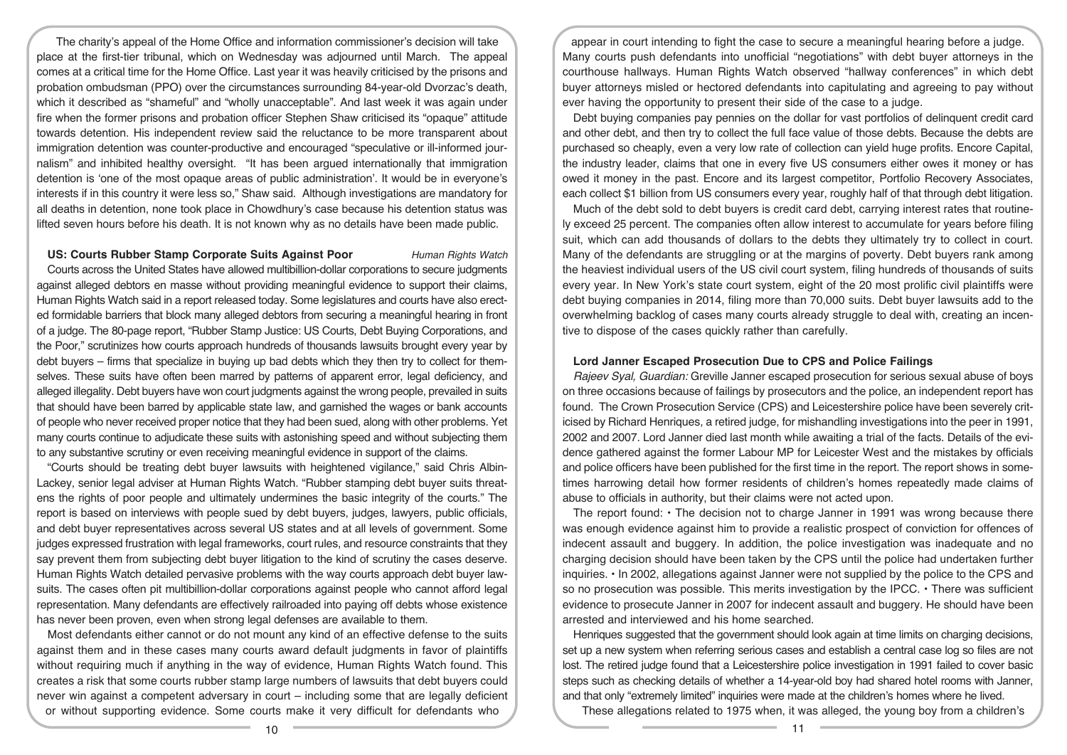The charity's appeal of the Home Office and information commissioner's decision will take place at the first-tier tribunal, which on Wednesday was adjourned until March. The appeal comes at a critical time for the Home Office. Last year it was heavily criticised by the prisons and probation ombudsman (PPO) over the circumstances surrounding 84-year-old Dvorzac's death, which it described as "shameful" and "wholly unacceptable". And last week it was again under fire when the former prisons and probation officer Stephen Shaw criticised its "opaque" attitude towards detention. His independent review said the reluctance to be more transparent about immigration detention was counter-productive and encouraged "speculative or ill-informed journalism" and inhibited healthy oversight. "It has been argued internationally that immigration detention is 'one of the most opaque areas of public administration'. It would be in everyone's interests if in this country it were less so," Shaw said. Although investigations are mandatory for all deaths in detention, none took place in Chowdhury's case because his detention status was lifted seven hours before his death. It is not known why as no details have been made public.

### US: Courts Rubber Stamp Corporate Suits Against Poor

*Human Rights Watch*

Courts across the United States have allowed multibillion-dollar corporations to secure judgments against alleged debtors en masse without providing meaningful evidence to support their claims, Human Rights Watch said in a report released today. Some legislatures and courts have also erected formidable barriers that block many alleged debtors from securing a meaningful hearing in front of a judge. The 80-page report, "Rubber Stamp Justice: US Courts, Debt Buying Corporations, and the Poor," scrutinizes how courts approach hundreds of thousands lawsuits brought every year by debt buyers – firms that specialize in buying up bad debts which they then try to collect for themselves. These suits have often been marred by patterns of apparent error, legal deficiency, and alleged illegality. Debt buyers have won court judgments against the wrong people, prevailed in suits that should have been barred by applicable state law, and garnished the wages or bank accounts of people who never received proper notice that they had been sued, along with other problems. Yet many courts continue to adjudicate these suits with astonishing speed and without subjecting them to any substantive scrutiny or even receiving meaningful evidence in support of the claims.

"Courts should be treating debt buyer lawsuits with heightened vigilance," said Chris Albin-Lackey, senior legal adviser at Human Rights Watch. "Rubber stamping debt buyer suits threatens the rights of poor people and ultimately undermines the basic integrity of the courts." The report is based on interviews with people sued by debt buyers, judges, lawyers, public officials, and debt buyer representatives across several US states and at all levels of government. Some judges expressed frustration with legal frameworks, court rules, and resource constraints that they say prevent them from subjecting debt buyer litigation to the kind of scrutiny the cases deserve. Human Rights Watch detailed pervasive problems with the way courts approach debt buyer lawsuits. The cases often pit multibillion-dollar corporations against people who cannot afford legal representation. Many defendants are effectively railroaded into paying off debts whose existence has never been proven, even when strong legal defenses are available to them.

Most defendants either cannot or do not mount any kind of an effective defense to the suits against them and in these cases many courts award default judgments in favor of plaintiffs without requiring much if anything in the way of evidence, Human Rights Watch found. This creates a risk that some courts rubber stamp large numbers of lawsuits that debt buyers could never win against a competent adversary in court – including some that are legally deficient or without supporting evidence. Some courts make it very difficult for defendants who appear in court intending to fight the case to secure a meaningful hearing before a judge. Many courts push defendants into unofficial "negotiations" with debt buyer attorneys in the courthouse hallways. Human Rights Watch observed "hallway conferences" in which debt buyer attorneys misled or hectored defendants into capitulating and agreeing to pay without ever having the opportunity to present their side of the case to a judge.

Debt buying companies pay pennies on the dollar for vast portfolios of delinquent credit card and other debt, and then try to collect the full face value of those debts. Because the debts are purchased so cheaply, even a very low rate of collection can yield huge profits. Encore Capital, the industry leader, claims that one in every five US consumers either owes it money or has owed it money in the past. Encore and its largest competitor, Portfolio Recovery Associates, each collect $1 billion from US consumers every year, roughly half of that through debt litigation.

Much of the debt sold to debt buyers is credit card debt, carrying interest rates that routinely exceed 25 percent. The companies often allow interest to accumulate for years before filing suit, which can add thousands of dollars to the debts they ultimately try to collect in court. Many of the defendants are struggling or at the margins of poverty. Debt buyers rank among the heaviest individual users of the US civil court system, filing hundreds of thousands of suits every year. In New York's state court system, eight of the 20 most prolific civil plaintiffs were debt buying companies in 2014, filing more than 70,000 suits. Debt buyer lawsuits add to the overwhelming backlog of cases many courts already struggle to deal with, creating an incentive to dispose of the cases quickly rather than carefully.

### Lord Janner Escaped Prosecution Due to CPS and Police Failings

*Rajeev Syal, Guardian:* Greville Janner escaped prosecution for serious sexual abuse of boys on three occasions because of failings by prosecutors and the police, an independent report has found. The Crown Prosecution Service (CPS) and Leicestershire police have been severely criticised by Richard Henriques, a retired judge, for mishandling investigations into the peer in 1991, 2002 and 2007. Lord Janner died last month while awaiting a trial of the facts. Details of the evidence gathered against the former Labour MP for Leicester West and the mistakes by officials and police officers have been published for the first time in the report. The report shows in sometimes harrowing detail how former residents of children's homes repeatedly made claims of abuse to officials in authority, but their claims were not acted upon.

The report found: • The decision not to charge Janner in 1991 was wrong because there was enough evidence against him to provide a realistic prospect of conviction for offences of indecent assault and buggery. In addition, the police investigation was inadequate and no charging decision should have been taken by the CPS until the police had undertaken further inquiries. • In 2002, allegations against Janner were not supplied by the police to the CPS and so no prosecution was possible. This merits investigation by the IPCC. • There was sufficient evidence to prosecute Janner in 2007 for indecent assault and buggery. He should have been arrested and interviewed and his home searched.

Henriques suggested that the government should look again at time limits on charging decisions, set up a new system when referring serious cases and establish a central case log so files are not lost. The retired judge found that a Leicestershire police investigation in 1991 failed to cover basic steps such as checking details of whether a 14-year-old boy had shared hotel rooms with Janner, and that only "extremely limited" inquiries were made at the children's homes where he lived.

These allegations related to 1975 when, it was alleged, the young boy from a children's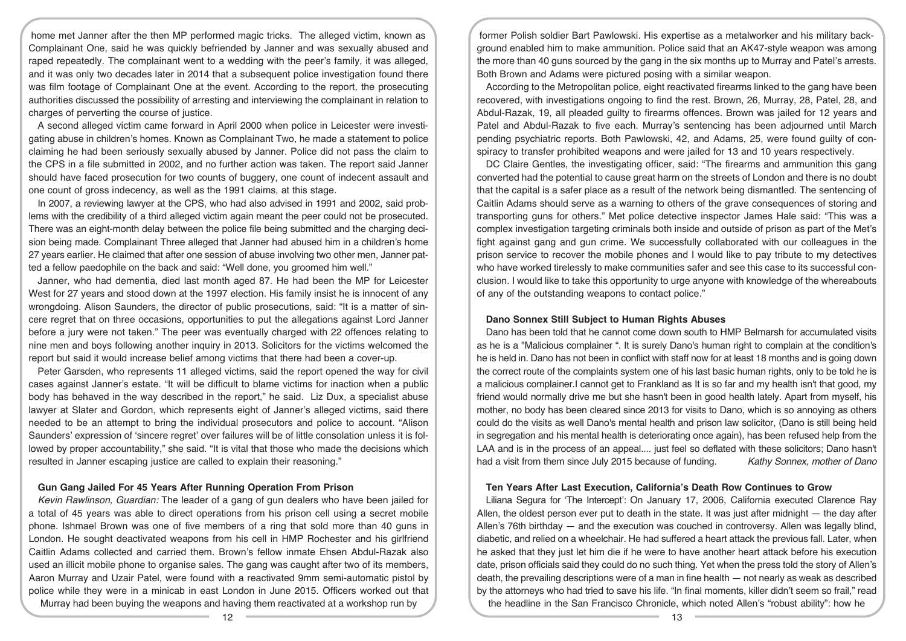home met Janner after the then MP performed magic tricks. The alleged victim, known as Complainant One, said he was quickly befriended by Janner and was sexually abused and raped repeatedly. The complainant went to a wedding with the peer's family, it was alleged, and it was only two decades later in 2014 that a subsequent police investigation found there was film footage of Complainant One at the event. According to the report, the prosecuting authorities discussed the possibility of arresting and interviewing the complainant in relation to charges of perverting the course of justice.

A second alleged victim came forward in April 2000 when police in Leicester were investigating abuse in children's homes. Known as Complainant Two, he made a statement to police claiming he had been seriously sexually abused by Janner. Police did not pass the claim to the CPS in a file submitted in 2002, and no further action was taken. The report said Janner should have faced prosecution for two counts of buggery, one count of indecent assault and one count of gross indecency, as well as the 1991 claims, at this stage.

In 2007, a reviewing lawyer at the CPS, who had also advised in 1991 and 2002, said problems with the credibility of a third alleged victim again meant the peer could not be prosecuted. There was an eight-month delay between the police file being submitted and the charging decision being made. Complainant Three alleged that Janner had abused him in a children's home 27 years earlier. He claimed that after one session of abuse involving two other men, Janner patted a fellow paedophile on the back and said: "Well done, you groomed him well."

Janner, who had dementia, died last month aged 87. He had been the MP for Leicester West for 27 years and stood down at the 1997 election. His family insist he is innocent of any wrongdoing. Alison Saunders, the director of public prosecutions, said: "It is a matter of sincere regret that on three occasions, opportunities to put the allegations against Lord Janner before a jury were not taken." The peer was eventually charged with 22 offences relating to nine men and boys following another inquiry in 2013. Solicitors for the victims welcomed the report but said it would increase belief among victims that there had been a cover-up.

Peter Garsden, who represents 11 alleged victims, said the report opened the way for civil cases against Janner's estate. "It will be difficult to blame victims for inaction when a public body has behaved in the way described in the report," he said. Liz Dux, a specialist abuse lawyer at Slater and Gordon, which represents eight of Janner's alleged victims, said there needed to be an attempt to bring the individual prosecutors and police to account. "Alison Saunders' expression of 'sincere regret' over failures will be of little consolation unless it is followed by proper accountability," she said. "It is vital that those who made the decisions which resulted in Janner escaping justice are called to explain their reasoning."

### Gun Gang Jailed For 45 Years After Running Operation From Prison

*Kevin Rawlinson, Guardian:* The leader of a gang of gun dealers who have been jailed for a total of 45 years was able to direct operations from his prison cell using a secret mobile phone. Ishmael Brown was one of five members of a ring that sold more than 40 guns in London. He sought deactivated weapons from his cell in HMP Rochester and his girlfriend Caitlin Adams collected and carried them. Brown's fellow inmate Ehsen Abdul-Razak also used an illicit mobile phone to organise sales. The gang was caught after two of its members, Aaron Murray and Uzair Patel, were found with a reactivated 9mm semi-automatic pistol by police while they were in a minicab in east London in June 2015. Officers worked out that Murray had been buying the weapons and having them reactivated at a workshop run by former Polish soldier Bart Pawlowski. His expertise as a metalworker and his military background enabled him to make ammunition. Police said that an AK47-style weapon was among the more than 40 guns sourced by the gang in the six months up to Murray and Patel's arrests. Both Brown and Adams were pictured posing with a similar weapon.

According to the Metropolitan police, eight reactivated firearms linked to the gang have been recovered, with investigations ongoing to find the rest. Brown, 26, Murray, 28, Patel, 28, and Abdul-Razak, 19, all pleaded guilty to firearms offences. Brown was jailed for 12 years and Patel and Abdul-Razak to five each. Murray's sentencing has been adjourned until March pending psychiatric reports. Both Pawlowski, 42, and Adams, 25, were found guilty of conspiracy to transfer prohibited weapons and were jailed for 13 and 10 years respectively.

DC Claire Gentles, the investigating officer, said: "The firearms and ammunition this gang converted had the potential to cause great harm on the streets of London and there is no doubt that the capital is a safer place as a result of the network being dismantled. The sentencing of Caitlin Adams should serve as a warning to others of the grave consequences of storing and transporting guns for others." Met police detective inspector James Hale said: "This was a complex investigation targeting criminals both inside and outside of prison as part of the Met's fight against gang and gun crime. We successfully collaborated with our colleagues in the prison service to recover the mobile phones and I would like to pay tribute to my detectives who have worked tirelessly to make communities safer and see this case to its successful conclusion. I would like to take this opportunity to urge anyone with knowledge of the whereabouts of any of the outstanding weapons to contact police."

### Dano Sonnex Still Subject to Human Rights Abuses

Dano has been told that he cannot come down south to HMP Belmarsh for accumulated visits as he is a "Malicious complainer ". It is surely Dano's human right to complain at the condition's he is held in. Dano has not been in conflict with staff now for at least 18 months and is going down the correct route of the complaints system one of his last basic human rights, only to be told he is a malicious complainer.I cannot get to Frankland as It is so far and my health isn't that good, my friend would normally drive me but she hasn't been in good health lately. Apart from myself, his mother, no body has been cleared since 2013 for visits to Dano, which is so annoying as others could do the visits as well Dano's mental health and prison law solicitor, (Dano is still being held in segregation and his mental health is deteriorating once again), has been refused help from the LAA and is in the process of an appeal.... just feel so deflated with these solicitors; Dano hasn't had a visit from them since July 2015 because of funding. *Kathy Sonnex, mother of Dano*

### Ten Years After Last Execution, California's Death Row Continues to Grow

Liliana Segura for 'The Intercept': On January 17, 2006, California executed Clarence Ray Allen, the oldest person ever put to death in the state. It was just after midnight — the day after Allen's 76th birthday — and the execution was couched in controversy. Allen was legally blind, diabetic, and relied on a wheelchair. He had suffered a heart attack the previous fall. Later, when he asked that they just let him die if he were to have another heart attack before his execution date, prison officials said they could do no such thing. Yet when the press told the story of Allen's death, the prevailing descriptions were of a man in fine health — not nearly as weak as described by the attorneys who had tried to save his life. "In final moments, killer didn't seem so frail," read the headline in the San Francisco Chronicle, which noted Allen's "robust ability": how he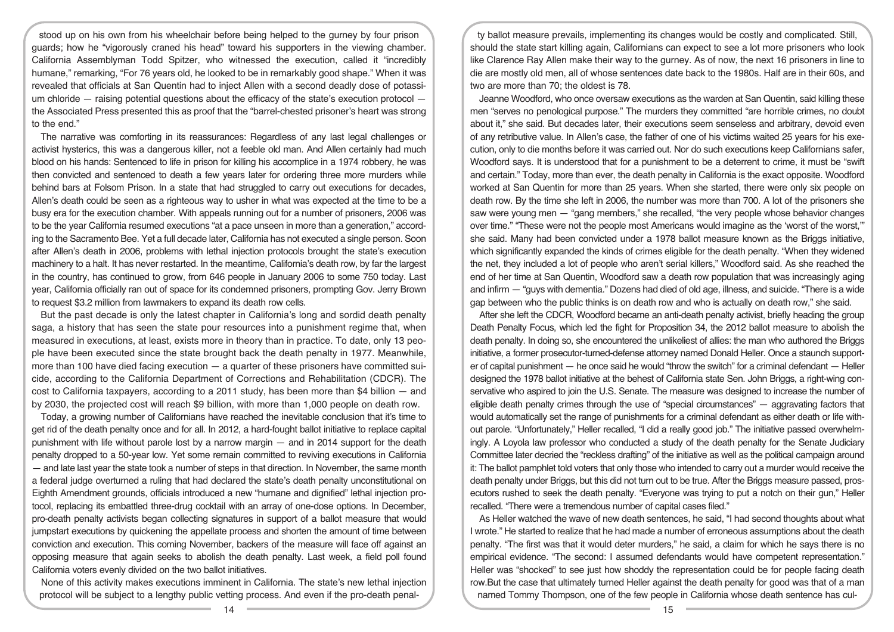stood up on his own from his wheelchair before being helped to the gurney by four prison guards; how he "vigorously craned his head" toward his supporters in the viewing chamber. California Assemblyman Todd Spitzer, who witnessed the execution, called it "incredibly humane," remarking, "For 76 years old, he looked to be in remarkably good shape." When it was revealed that officials at San Quentin had to inject Allen with a second deadly dose of potassium chloride — raising potential questions about the efficacy of the state's execution protocol — the Associated Press presented this as proof that the "barrel-chested prisoner's heart was strong to the end."

The narrative was comforting in its reassurances: Regardless of any last legal challenges or activist hysterics, this was a dangerous killer, not a feeble old man. And Allen certainly had much blood on his hands: Sentenced to life in prison for killing his accomplice in a 1974 robbery, he was then convicted and sentenced to death a few years later for ordering three more murders while behind bars at Folsom Prison. In a state that had struggled to carry out executions for decades, Allen's death could be seen as a righteous way to usher in what was expected at the time to be a busy era for the execution chamber. With appeals running out for a number of prisoners, 2006 was to be the year California resumed executions "at a pace unseen in more than a generation," according to the Sacramento Bee. Yet a full decade later, California has not executed a single person. Soon after Allen's death in 2006, problems with lethal injection protocols brought the state's execution machinery to a halt. It has never restarted. In the meantime, California's death row, by far the largest in the country, has continued to grow, from 646 people in January 2006 to some 750 today. Last year, California officially ran out of space for its condemned prisoners, prompting Gov. Jerry Brown to request $3.2 million from lawmakers to expand its death row cells.

But the past decade is only the latest chapter in California's long and sordid death penalty saga, a history that has seen the state pour resources into a punishment regime that, when measured in executions, at least, exists more in theory than in practice. To date, only 13 people have been executed since the state brought back the death penalty in 1977. Meanwhile, more than 100 have died facing execution — a quarter of these prisoners have committed suicide, according to the California Department of Corrections and Rehabilitation (CDCR). The cost to California taxpayers, according to a 2011 study, has been more than $4 billion — and by 2030, the projected cost will reach $9 billion, with more than 1,000 people on death row.

Today, a growing number of Californians have reached the inevitable conclusion that it's time to get rid of the death penalty once and for all. In 2012, a hard-fought ballot initiative to replace capital punishment with life without parole lost by a narrow margin — and in 2014 support for the death penalty dropped to a 50-year low. Yet some remain committed to reviving executions in California — and late last year the state took a number of steps in that direction. In November, the same month a federal judge overturned a ruling that had declared the state's death penalty unconstitutional on Eighth Amendment grounds, officials introduced a new "humane and dignified" lethal injection protocol, replacing its embattled three-drug cocktail with an array of one-dose options. In December, pro-death penalty activists began collecting signatures in support of a ballot measure that would jumpstart executions by quickening the appellate process and shorten the amount of time between conviction and execution. This coming November, backers of the measure will face off against an opposing measure that again seeks to abolish the death penalty. Last week, a field poll found California voters evenly divided on the two ballot initiatives.

None of this activity makes executions imminent in California. The state's new lethal injection protocol will be subject to a lengthy public vetting process. And even if the pro-death penalty ballot measure prevails, implementing its changes would be costly and complicated. Still, should the state start killing again, Californians can expect to see a lot more prisoners who look like Clarence Ray Allen make their way to the gurney. As of now, the next 16 prisoners in line to die are mostly old men, all of whose sentences date back to the 1980s. Half are in their 60s, and two are more than 70; the oldest is 78.

Jeanne Woodford, who once oversaw executions as the warden at San Quentin, said killing these men "serves no penological purpose." The murders they committed "are horrible crimes, no doubt about it," she said. But decades later, their executions seem senseless and arbitrary, devoid even of any retributive value. In Allen's case, the father of one of his victims waited 25 years for his execution, only to die months before it was carried out. Nor do such executions keep Californians safer, Woodford says. It is understood that for a punishment to be a deterrent to crime, it must be "swift and certain." Today, more than ever, the death penalty in California is the exact opposite. Woodford worked at San Quentin for more than 25 years. When she started, there were only six people on death row. By the time she left in 2006, the number was more than 700. A lot of the prisoners she saw were young men — "gang members," she recalled, "the very people whose behavior changes over time." "These were not the people most Americans would imagine as the 'worst of the worst,'" she said. Many had been convicted under a 1978 ballot measure known as the Briggs initiative, which significantly expanded the kinds of crimes eligible for the death penalty. "When they widened the net, they included a lot of people who aren't serial killers," Woodford said. As she reached the end of her time at San Quentin, Woodford saw a death row population that was increasingly aging and infirm — "guys with dementia." Dozens had died of old age, illness, and suicide. "There is a wide gap between who the public thinks is on death row and who is actually on death row," she said.

After she left the CDCR, Woodford became an anti-death penalty activist, briefly heading the group Death Penalty Focus, which led the fight for Proposition 34, the 2012 ballot measure to abolish the death penalty. In doing so, she encountered the unlikeliest of allies: the man who authored the Briggs initiative, a former prosecutor-turned-defense attorney named Donald Heller. Once a staunch supporter of capital punishment — he once said he would "throw the switch" for a criminal defendant — Heller designed the 1978 ballot initiative at the behest of California state Sen. John Briggs, a right-wing conservative who aspired to join the U.S. Senate. The measure was designed to increase the number of eligible death penalty crimes through the use of "special circumstances" — aggravating factors that would automatically set the range of punishments for a criminal defendant as either death or life without parole. "Unfortunately," Heller recalled, "I did a really good job." The initiative passed overwhelmingly. A Loyola law professor who conducted a study of the death penalty for the Senate Judiciary Committee later decried the "reckless drafting" of the initiative as well as the political campaign around it: The ballot pamphlet told voters that only those who intended to carry out a murder would receive the death penalty under Briggs, but this did not turn out to be true. After the Briggs measure passed, prosecutors rushed to seek the death penalty. "Everyone was trying to put a notch on their gun," Heller recalled. "There were a tremendous number of capital cases filed."

As Heller watched the wave of new death sentences, he said, "I had second thoughts about what I wrote." He started to realize that he had made a number of erroneous assumptions about the death penalty. "The first was that it would deter murders," he said, a claim for which he says there is no empirical evidence. "The second: I assumed defendants would have competent representation." Heller was "shocked" to see just how shoddy the representation could be for people facing death row.But the case that ultimately turned Heller against the death penalty for good was that of a man named Tommy Thompson, one of the few people in California whose death sentence has cul-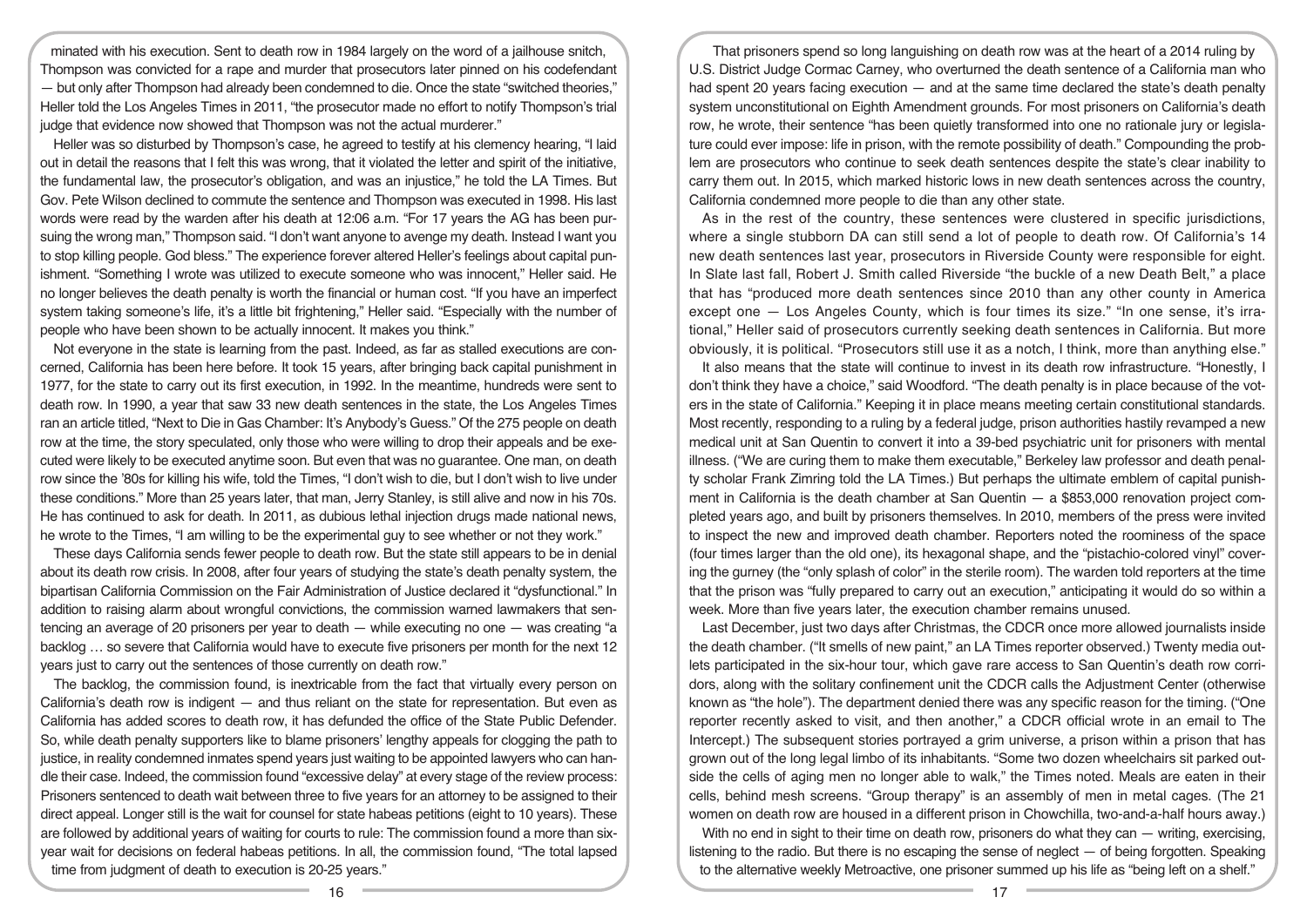minated with his execution. Sent to death row in 1984 largely on the word of a jailhouse snitch, Thompson was convicted for a rape and murder that prosecutors later pinned on his codefendant — but only after Thompson had already been condemned to die. Once the state "switched theories," Heller told the Los Angeles Times in 2011, "the prosecutor made no effort to notify Thompson's trial judge that evidence now showed that Thompson was not the actual murderer."

Heller was so disturbed by Thompson's case, he agreed to testify at his clemency hearing, "I laid out in detail the reasons that I felt this was wrong, that it violated the letter and spirit of the initiative, the fundamental law, the prosecutor's obligation, and was an injustice," he told the LA Times. But Gov. Pete Wilson declined to commute the sentence and Thompson was executed in 1998. His last words were read by the warden after his death at 12:06 a.m. "For 17 years the AG has been pursuing the wrong man," Thompson said. "I don't want anyone to avenge my death. Instead I want you to stop killing people. God bless." The experience forever altered Heller's feelings about capital punishment. "Something I wrote was utilized to execute someone who was innocent," Heller said. He no longer believes the death penalty is worth the financial or human cost. "If you have an imperfect system taking someone's life, it's a little bit frightening," Heller said. "Especially with the number of people who have been shown to be actually innocent. It makes you think."

Not everyone in the state is learning from the past. Indeed, as far as stalled executions are concerned, California has been here before. It took 15 years, after bringing back capital punishment in 1977, for the state to carry out its first execution, in 1992. In the meantime, hundreds were sent to death row. In 1990, a year that saw 33 new death sentences in the state, the Los Angeles Times ran an article titled, "Next to Die in Gas Chamber: It's Anybody's Guess." Of the 275 people on death row at the time, the story speculated, only those who were willing to drop their appeals and be executed were likely to be executed anytime soon. But even that was no guarantee. One man, on death row since the '80s for killing his wife, told the Times, "I don't wish to die, but I don't wish to live under these conditions." More than 25 years later, that man, Jerry Stanley, is still alive and now in his 70s. He has continued to ask for death. In 2011, as dubious lethal injection drugs made national news, he wrote to the Times, "I am willing to be the experimental guy to see whether or not they work."

These days California sends fewer people to death row. But the state still appears to be in denial about its death row crisis. In 2008, after four years of studying the state's death penalty system, the bipartisan California Commission on the Fair Administration of Justice declared it "dysfunctional." In addition to raising alarm about wrongful convictions, the commission warned lawmakers that sentencing an average of 20 prisoners per year to death — while executing no one — was creating "a backlog … so severe that California would have to execute five prisoners per month for the next 12 years just to carry out the sentences of those currently on death row."

The backlog, the commission found, is inextricable from the fact that virtually every person on California's death row is indigent — and thus reliant on the state for representation. But even as California has added scores to death row, it has defunded the office of the State Public Defender. So, while death penalty supporters like to blame prisoners' lengthy appeals for clogging the path to justice, in reality condemned inmates spend years just waiting to be appointed lawyers who can handle their case. Indeed, the commission found "excessive delay" at every stage of the review process: Prisoners sentenced to death wait between three to five years for an attorney to be assigned to their direct appeal. Longer still is the wait for counsel for state habeas petitions (eight to 10 years). These are followed by additional years of waiting for courts to rule: The commission found a more than six-year wait for decisions on federal habeas petitions. In all, the commission found, "The total lapsed time from judgment of death to execution is 20-25 years."

That prisoners spend so long languishing on death row was at the heart of a 2014 ruling by U.S. District Judge Cormac Carney, who overturned the death sentence of a California man who had spent 20 years facing execution — and at the same time declared the state's death penalty system unconstitutional on Eighth Amendment grounds. For most prisoners on California's death row, he wrote, their sentence "has been quietly transformed into one no rationale jury or legislature could ever impose: life in prison, with the remote possibility of death." Compounding the problem are prosecutors who continue to seek death sentences despite the state's clear inability to carry them out. In 2015, which marked historic lows in new death sentences across the country, California condemned more people to die than any other state.

As in the rest of the country, these sentences were clustered in specific jurisdictions, where a single stubborn DA can still send a lot of people to death row. Of California's 14 new death sentences last year, prosecutors in Riverside County were responsible for eight. In Slate last fall, Robert J. Smith called Riverside "the buckle of a new Death Belt," a place that has "produced more death sentences since 2010 than any other county in America except one — Los Angeles County, which is four times its size." "In one sense, it's irrational," Heller said of prosecutors currently seeking death sentences in California. But more obviously, it is political. "Prosecutors still use it as a notch, I think, more than anything else."

It also means that the state will continue to invest in its death row infrastructure. "Honestly, I don't think they have a choice," said Woodford. "The death penalty is in place because of the voters in the state of California." Keeping it in place means meeting certain constitutional standards. Most recently, responding to a ruling by a federal judge, prison authorities hastily revamped a new medical unit at San Quentin to convert it into a 39-bed psychiatric unit for prisoners with mental illness. ("We are curing them to make them executable," Berkeley law professor and death penalty scholar Frank Zimring told the LA Times.) But perhaps the ultimate emblem of capital punishment in California is the death chamber at San Quentin — a $853,000 renovation project completed years ago, and built by prisoners themselves. In 2010, members of the press were invited to inspect the new and improved death chamber. Reporters noted the roominess of the space (four times larger than the old one), its hexagonal shape, and the "pistachio-colored vinyl" covering the gurney (the "only splash of color" in the sterile room). The warden told reporters at the time that the prison was "fully prepared to carry out an execution," anticipating it would do so within a week. More than five years later, the execution chamber remains unused.

Last December, just two days after Christmas, the CDCR once more allowed journalists inside the death chamber. ("It smells of new paint," an LA Times reporter observed.) Twenty media outlets participated in the six-hour tour, which gave rare access to San Quentin's death row corridors, along with the solitary confinement unit the CDCR calls the Adjustment Center (otherwise known as "the hole"). The department denied there was any specific reason for the timing. ("One reporter recently asked to visit, and then another," a CDCR official wrote in an email to The Intercept.) The subsequent stories portrayed a grim universe, a prison within a prison that has grown out of the long legal limbo of its inhabitants. "Some two dozen wheelchairs sit parked outside the cells of aging men no longer able to walk," the Times noted. Meals are eaten in their cells, behind mesh screens. "Group therapy" is an assembly of men in metal cages. (The 21 women on death row are housed in a different prison in Chowchilla, two-and-a-half hours away.)

With no end in sight to their time on death row, prisoners do what they can — writing, exercising, listening to the radio. But there is no escaping the sense of neglect — of being forgotten. Speaking to the alternative weekly Metroactive, one prisoner summed up his life as "being left on a shelf."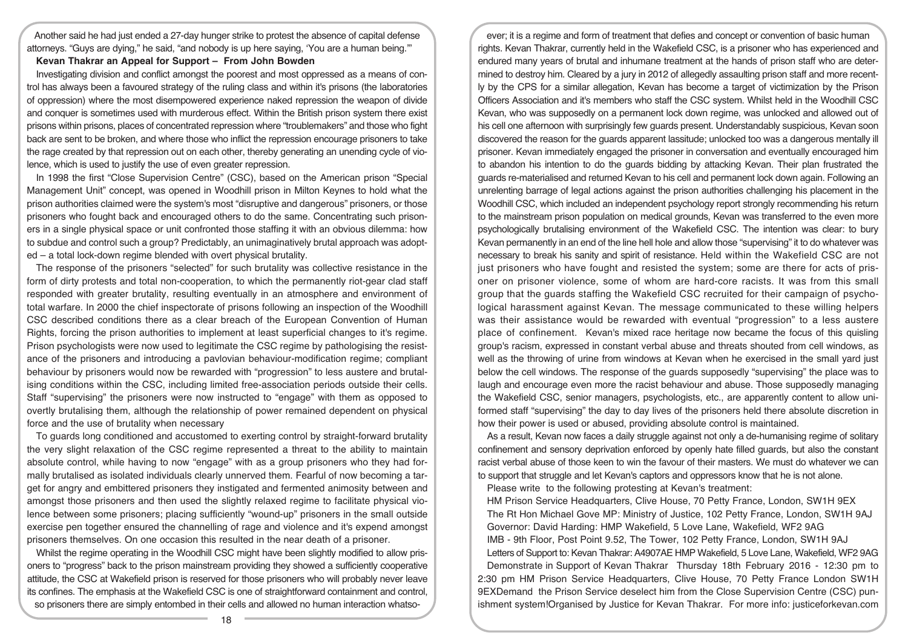Another said he had just ended a 27-day hunger strike to protest the absence of capital defense attorneys. "Guys are dying," he said, "and nobody is up here saying, 'You are a human being.'"

**Kevan Thakrar an Appeal for Support – From John Bowden**

Investigating division and conflict amongst the poorest and most oppressed as a means of control has always been a favoured strategy of the ruling class and within it's prisons (the laboratories of oppression) where the most disempowered experience naked repression the weapon of divide and conquer is sometimes used with murderous effect. Within the British prison system there exist prisons within prisons, places of concentrated repression where "troublemakers" and those who fight back are sent to be broken, and where those who inflict the repression encourage prisoners to take the rage created by that repression out on each other, thereby generating an unending cycle of violence, which is used to justify the use of even greater repression.

In 1998 the first "Close Supervision Centre" (CSC), based on the American prison "Special Management Unit" concept, was opened in Woodhill prison in Milton Keynes to hold what the prison authorities claimed were the system's most "disruptive and dangerous" prisoners, or those prisoners who fought back and encouraged others to do the same. Concentrating such prisoners in a single physical space or unit confronted those staffing it with an obvious dilemma: how to subdue and control such a group? Predictably, an unimaginatively brutal approach was adopted – a total lock-down regime blended with overt physical brutality.

The response of the prisoners "selected" for such brutality was collective resistance in the form of dirty protests and total non-cooperation, to which the permanently riot-gear clad staff responded with greater brutality, resulting eventually in an atmosphere and environment of total warfare. In 2000 the chief inspectorate of prisons following an inspection of the Woodhill CSC described conditions there as a clear breach of the European Convention of Human Rights, forcing the prison authorities to implement at least superficial changes to it's regime. Prison psychologists were now used to legitimate the CSC regime by pathologising the resistance of the prisoners and introducing a pavlovian behaviour-modification regime; compliant behaviour by prisoners would now be rewarded with "progression" to less austere and brutalising conditions within the CSC, including limited free-association periods outside their cells. Staff "supervising" the prisoners were now instructed to "engage" with them as opposed to overtly brutalising them, although the relationship of power remained dependent on physical force and the use of brutality when necessary

To guards long conditioned and accustomed to exerting control by straight-forward brutality the very slight relaxation of the CSC regime represented a threat to the ability to maintain absolute control, while having to now "engage" with as a group prisoners who they had formally brutalised as isolated individuals clearly unnerved them. Fearful of now becoming a target for angry and embittered prisoners they instigated and fermented animosity between and amongst those prisoners and then used the slightly relaxed regime to facilitate physical violence between some prisoners; placing sufficiently "wound-up" prisoners in the small outside exercise pen together ensured the channelling of rage and violence and it's expend amongst prisoners themselves. On one occasion this resulted in the near death of a prisoner.

Whilst the regime operating in the Woodhill CSC might have been slightly modified to allow prisoners to "progress" back to the prison mainstream providing they showed a sufficiently cooperative attitude, the CSC at Wakefield prison is reserved for those prisoners who will probably never leave its confines. The emphasis at the Wakefield CSC is one of straightforward containment and control, so prisoners there are simply entombed in their cells and allowed no human interaction whatsoever; it is a regime and form of treatment that defies and concept or convention of basic human rights. Kevan Thakrar, currently held in the Wakefield CSC, is a prisoner who has experienced and endured many years of brutal and inhumane treatment at the hands of prison staff who are determined to destroy him. Cleared by a jury in 2012 of allegedly assaulting prison staff and more recently by the CPS for a similar allegation, Kevan has become a target of victimization by the Prison Officers Association and it's members who staff the CSC system. Whilst held in the Woodhill CSC Kevan, who was supposedly on a permanent lock down regime, was unlocked and allowed out of his cell one afternoon with surprisingly few guards present. Understandably suspicious, Kevan soon discovered the reason for the guards apparent lassitude; unlocked too was a dangerous mentally ill prisoner. Kevan immediately engaged the prisoner in conversation and eventually encouraged him to abandon his intention to do the guards bidding by attacking Kevan. Their plan frustrated the guards re-materialised and returned Kevan to his cell and permanent lock down again. Following an unrelenting barrage of legal actions against the prison authorities challenging his placement in the Woodhill CSC, which included an independent psychology report strongly recommending his return to the mainstream prison population on medical grounds, Kevan was transferred to the even more psychologically brutalising environment of the Wakefield CSC. The intention was clear: to bury Kevan permanently in an end of the line hell hole and allow those "supervising" it to do whatever was necessary to break his sanity and spirit of resistance. Held within the Wakefield CSC are not just prisoners who have fought and resisted the system; some are there for acts of prisoner on prisoner violence, some of whom are hard-core racists. It was from this small group that the guards staffing the Wakefield CSC recruited for their campaign of psychological harassment against Kevan. The message communicated to these willing helpers was their assistance would be rewarded with eventual "progression" to a less austere place of confinement. Kevan's mixed race heritage now became the focus of this quisling group's racism, expressed in constant verbal abuse and threats shouted from cell windows, as well as the throwing of urine from windows at Kevan when he exercised in the small yard just below the cell windows. The response of the guards supposedly "supervising" the place was to laugh and encourage even more the racist behaviour and abuse. Those supposedly managing the Wakefield CSC, senior managers, psychologists, etc., are apparently content to allow uniformed staff "supervising" the day to day lives of the prisoners held there absolute discretion in how their power is used or abused, providing absolute control is maintained.

As a result, Kevan now faces a daily struggle against not only a de-humanising regime of solitary confinement and sensory deprivation enforced by openly hate filled guards, but also the constant racist verbal abuse of those keen to win the favour of their masters. We must do whatever we can to support that struggle and let Kevan's captors and oppressors know that he is not alone.

Please write to the following protesting at Kevan's treatment:

HM Prison Service Headquarters, Clive House, 70 Petty France, London, SW1H 9EX

The Rt Hon Michael Gove MP: Ministry of Justice, 102 Petty France, London, SW1H 9AJ

Governor: David Harding: HMP Wakefield, 5 Love Lane, Wakefield, WF2 9AG

IMB - 9th Floor, Post Point 9.52, The Tower, 102 Petty France, London, SW1H 9AJ

Letters of Support to: Kevan Thakrar: A4907AE HMP Wakefield, 5 Love Lane, Wakefield, WF2 9AG

Demonstrate in Support of Kevan Thakrar Thursday 18th February 2016 - 12:30 pm to 2:30 pm HM Prison Service Headquarters, Clive House, 70 Petty France London SW1H 9EXDemand the Prison Service deselect him from the Close Supervision Centre (CSC) punishment system!Organised by Justice for Kevan Thakrar. For more info: justiceforkevan.com